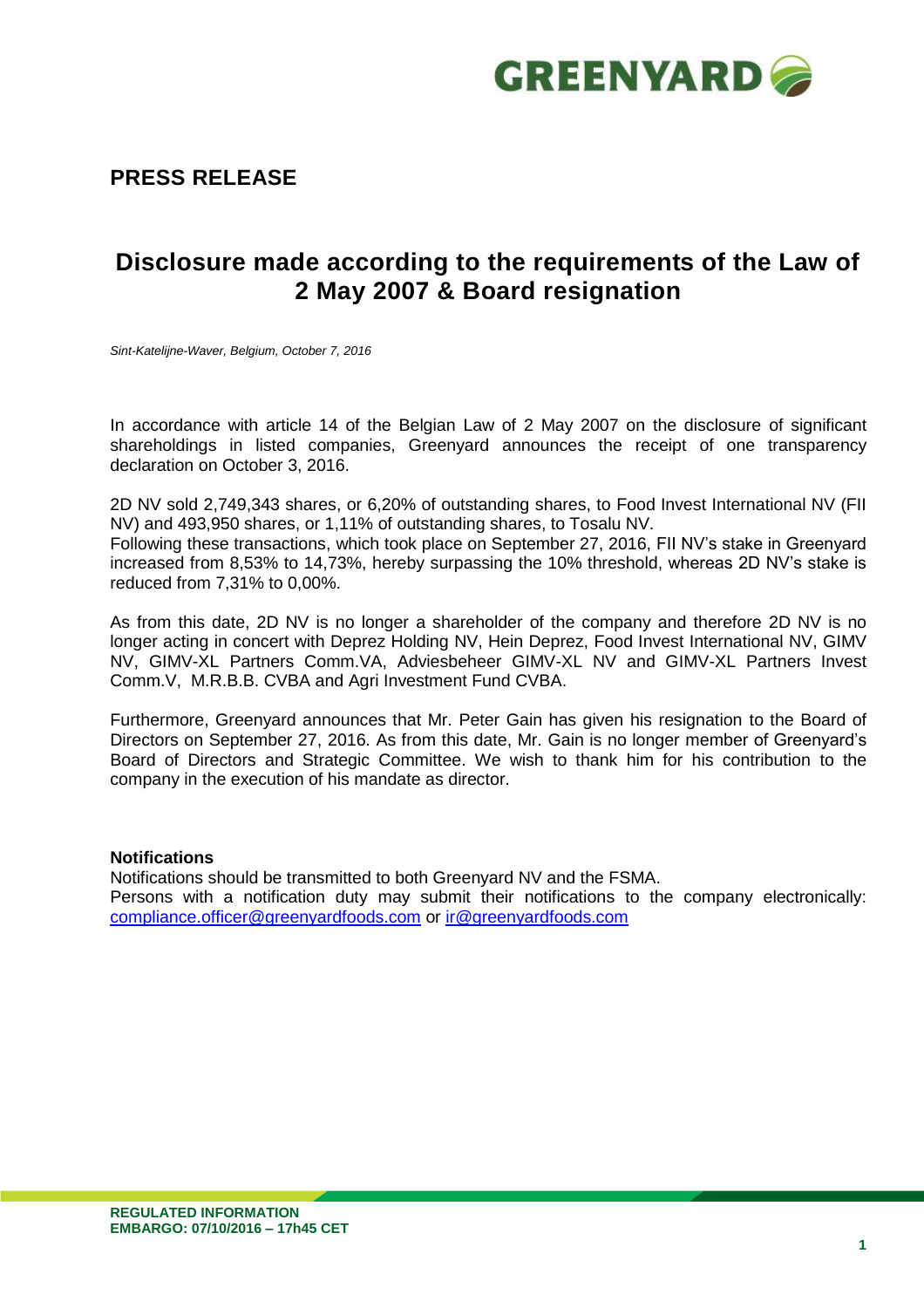## PRESS RELEASE

# Disclosure made according to the requirements of the Law of 2 May 2007 & Board resignation

*Sint-Katelijne-Waver, Belgium, October 7, 2016*

In accordance with article 14 of the Belgian Law of 2 May 2007 on the disclosure of significant shareholdings in listed companies, Greenyard announces the receipt of one transparency declaration on October 3, 2016.

2D NV sold 2,749,343 shares, or 6,20% of outstanding shares, to Food Invest International NV (FII NV) and 493,950 shares, or 1,11% of outstanding shares, to Tosalu NV.
Following these transactions, which took place on September 27, 2016, FII NV's stake in Greenyard increased from 8,53% to 14,73%, hereby surpassing the 10% threshold, whereas 2D NV's stake is reduced from 7,31% to 0,00%.

As from this date, 2D NV is no longer a shareholder of the company and therefore 2D NV is no longer acting in concert with Deprez Holding NV, Hein Deprez, Food Invest International NV, GIMV NV, GIMV-XL Partners Comm.VA, Adviesbeheer GIMV-XL NV and GIMV-XL Partners Invest Comm.V, M.R.B.B. CVBA and Agri Investment Fund CVBA.

Furthermore, Greenyard announces that Mr. Peter Gain has given his resignation to the Board of Directors on September 27, 2016. As from this date, Mr. Gain is no longer member of Greenyard's Board of Directors and Strategic Committee. We wish to thank him for his contribution to the company in the execution of his mandate as director.

**Notifications**
Notifications should be transmitted to both Greenyard NV and the FSMA.
Persons with a notification duty may submit their notifications to the company electronically: compliance.officer@greenyardfoods.com or ir@greenyardfoods.com

**REGULATED INFORMATION**
**EMBARGO: 07/10/2016 – 17h45 CET**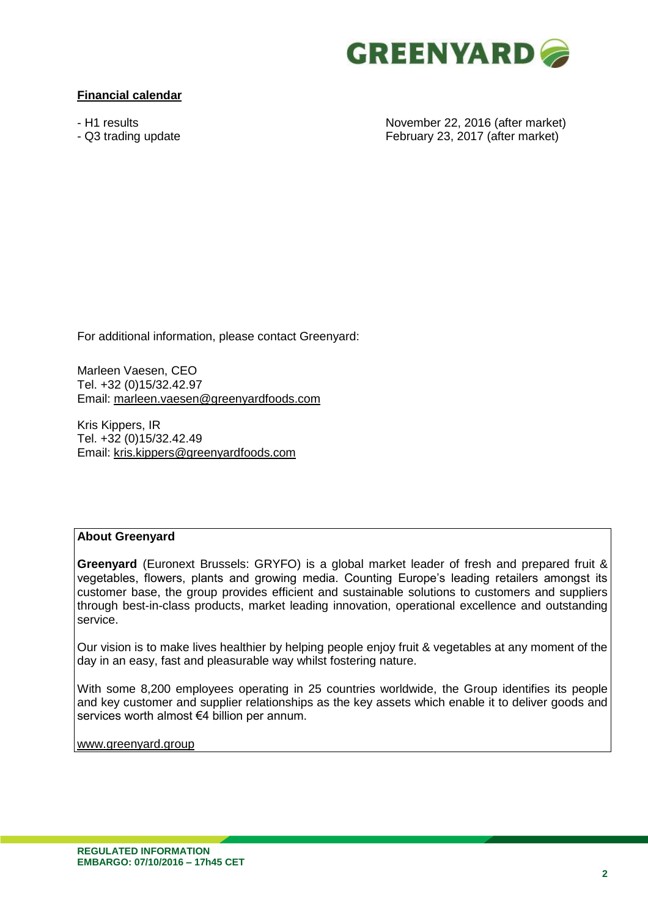**Financial calendar**

- H1 results — November 22, 2016 (after market)
- Q3 trading update — February 23, 2017 (after market)

For additional information, please contact Greenyard:

Marleen Vaesen, CEO
Tel. +32 (0)15/32.42.97
Email: marleen.vaesen@greenyardfoods.com

Kris Kippers, IR
Tel. +32 (0)15/32.42.49
Email: kris.kippers@greenyardfoods.com

**About Greenyard**

**Greenyard** (Euronext Brussels: GRYFO) is a global market leader of fresh and prepared fruit & vegetables, flowers, plants and growing media. Counting Europe's leading retailers amongst its customer base, the group provides efficient and sustainable solutions to customers and suppliers through best-in-class products, market leading innovation, operational excellence and outstanding service.

Our vision is to make lives healthier by helping people enjoy fruit & vegetables at any moment of the day in an easy, fast and pleasurable way whilst fostering nature.

With some 8,200 employees operating in 25 countries worldwide, the Group identifies its people and key customer and supplier relationships as the key assets which enable it to deliver goods and services worth almost €4 billion per annum.

www.greenyard.group

**REGULATED INFORMATION**
**EMBARGO: 07/10/2016 – 17h45 CET**